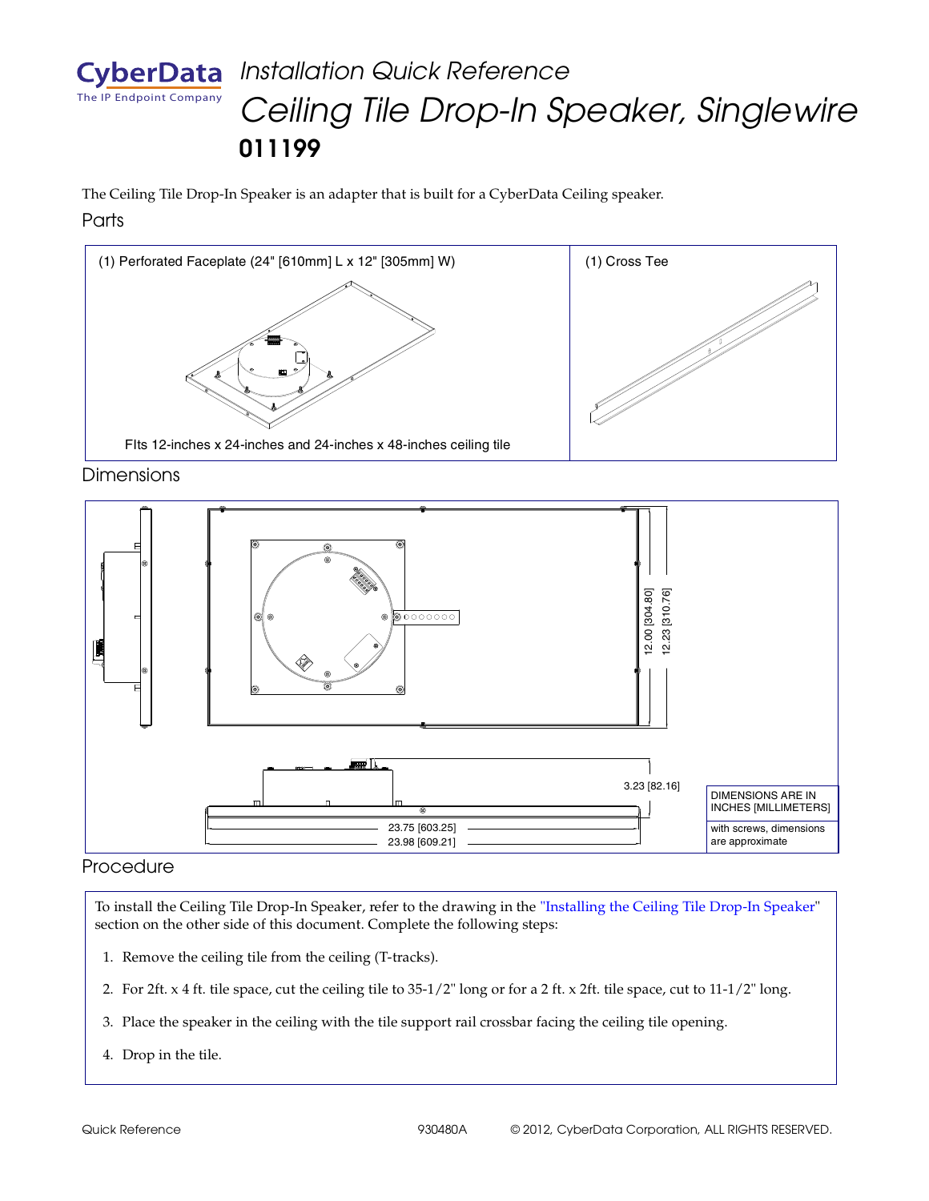CyberData
The IP Endpoint Company

# *Installation Quick Reference*

# *Ceiling Tile Drop-In Speaker, Singlewire*

## 011199

The Ceiling Tile Drop-In Speaker is an adapter that is built for a CyberData Ceiling speaker.

## Parts

| (1) Perforated Faceplate (24" [610mm] L x 12" [305mm] W) | (1) Cross Tee |
|---|---|
| FIts 12-inches x 24-inches and 24-inches x 48-inches ceiling tile | |

## Dimensions

12.00 [304.80]
12.23 [310.76]
3.23 [82.16]
23.75 [603.25]
23.98 [609.21]

| DIMENSIONS ARE IN INCHES [MILLIMETERS] |
|---|
| with screws, dimensions are approximate |

## Procedure

To install the Ceiling Tile Drop-In Speaker, refer to the drawing in the "Installing the Ceiling Tile Drop-In Speaker" section on the other side of this document. Complete the following steps:

1. Remove the ceiling tile from the ceiling (T-tracks).
2. For 2ft. x 4 ft. tile space, cut the ceiling tile to 35-1/2" long or for a 2 ft. x 2ft. tile space, cut to 11-1/2" long.
3. Place the speaker in the ceiling with the tile support rail crossbar facing the ceiling tile opening.
4. Drop in the tile.

Quick Reference 930480A © 2012, CyberData Corporation, ALL RIGHTS RESERVED.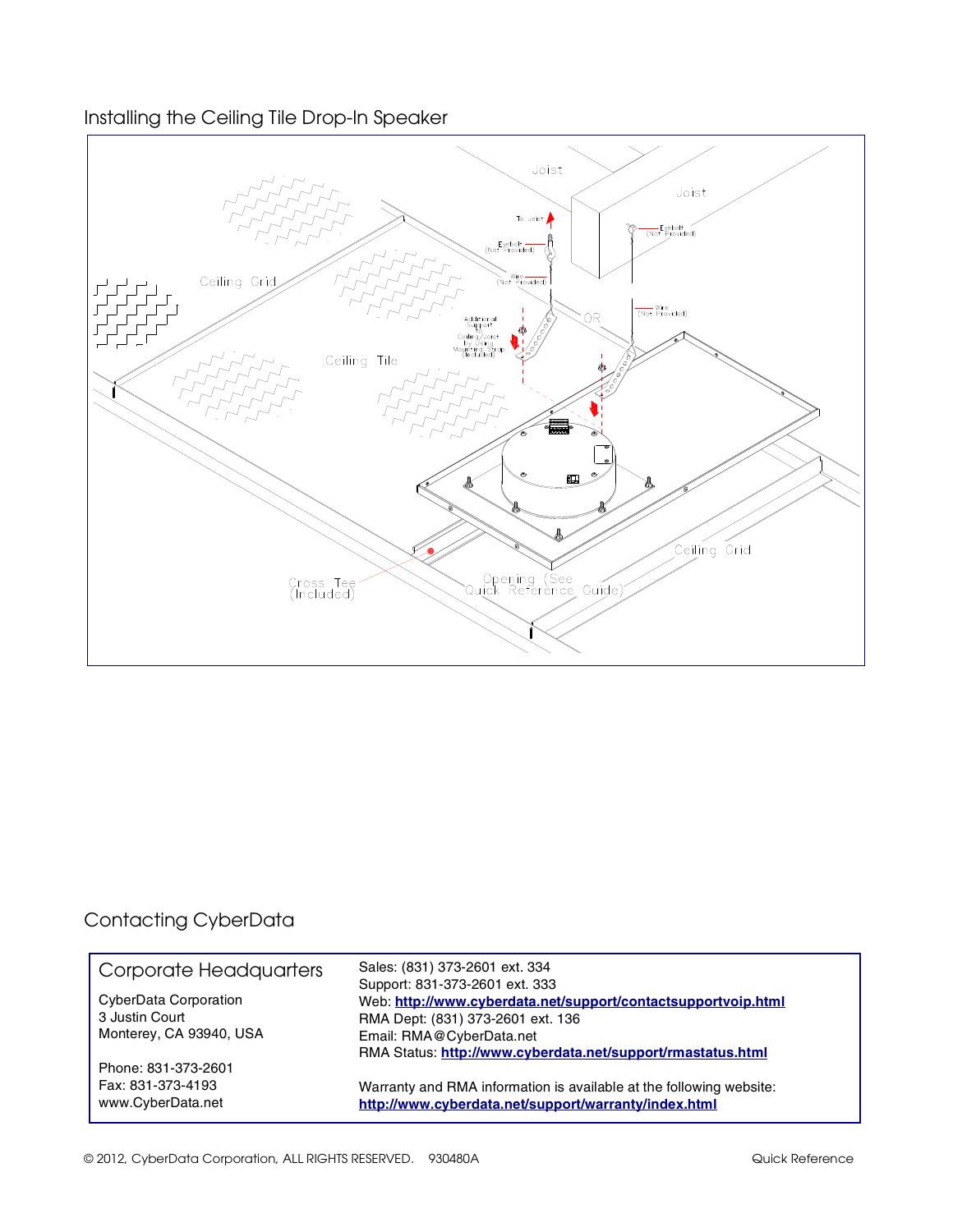## Installing the Ceiling Tile Drop-In Speaker

Joist
Joist
To Joist
Eyebolt (Not Provided)
Eyebolt (Not Provided)
Wire (Not Provided)
Wire (Not Provided)
OR
Additional Support to Ceiling/Joist by Using Mounting Strap (Included)
Ceiling Grid
Ceiling Tile
Ceiling Grid
Cross Tee (Included)
Opening (See Quick Reference Guide)

## Contacting CyberData

| | |
|---|---|
| **Corporate Headquarters**<br><br>CyberData Corporation<br>3 Justin Court<br>Monterey, CA 93940, USA<br><br>Phone: 831-373-2601<br>Fax: 831-373-4193<br>www.CyberData.net | Sales: (831) 373-2601 ext. 334<br>Support: 831-373-2601 ext. 333<br>Web: **http://www.cyberdata.net/support/contactsupportvoip.html**<br>RMA Dept: (831) 373-2601 ext. 136<br>Email: RMA@CyberData.net<br>RMA Status: **http://www.cyberdata.net/support/rmastatus.html**<br><br>Warranty and RMA information is available at the following website:<br>**http://www.cyberdata.net/support/warranty/index.html** |

© 2012, CyberData Corporation, ALL RIGHTS RESERVED. 930480A Quick Reference